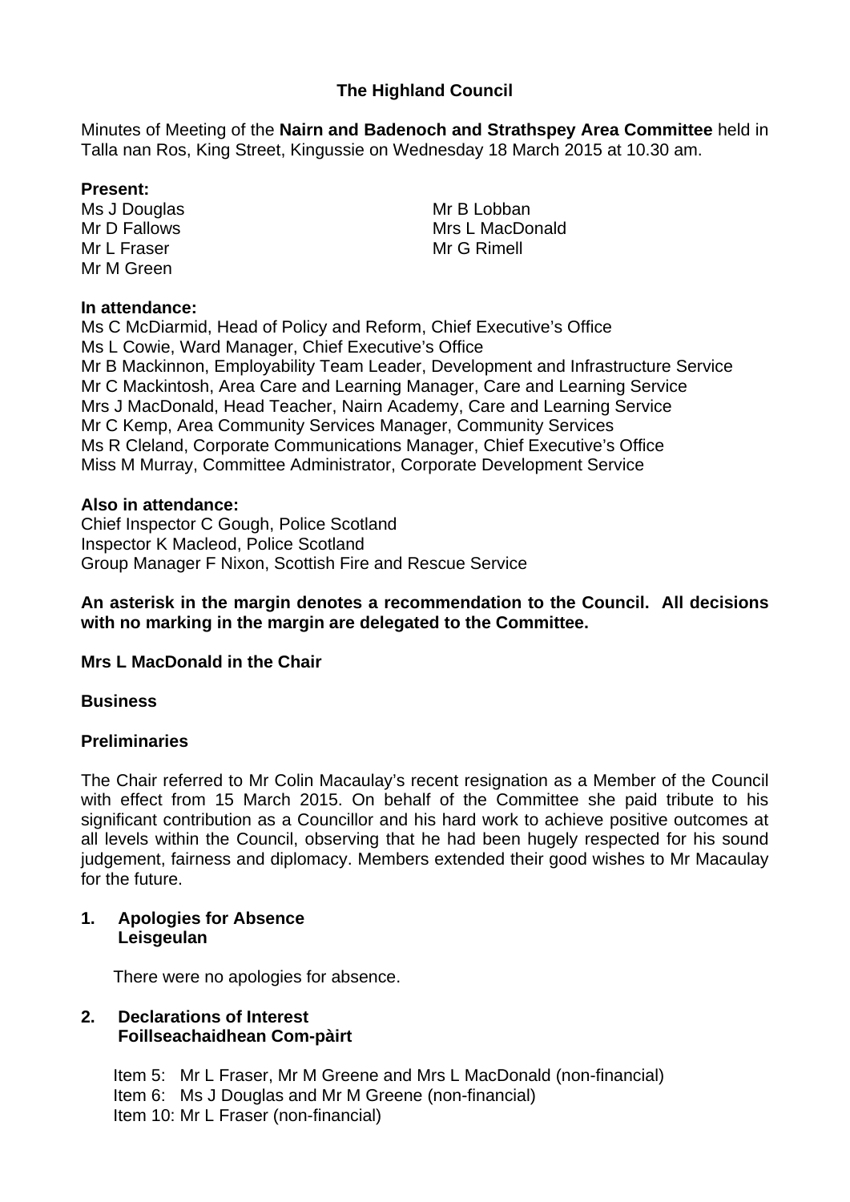# The Highland Council

Minutes of Meeting of the **Nairn and Badenoch and Strathspey Area Committee** held in Talla nan Ros, King Street, Kingussie on Wednesday 18 March 2015 at 10.30 am.

**Present:**

Ms J Douglas
Mr D Fallows
Mr L Fraser
Mr M Green
Mr B Lobban
Mrs L MacDonald
Mr G Rimell

**In attendance:**

Ms C McDiarmid, Head of Policy and Reform, Chief Executive's Office
Ms L Cowie, Ward Manager, Chief Executive's Office
Mr B Mackinnon, Employability Team Leader, Development and Infrastructure Service
Mr C Mackintosh, Area Care and Learning Manager, Care and Learning Service
Mrs J MacDonald, Head Teacher, Nairn Academy, Care and Learning Service
Mr C Kemp, Area Community Services Manager, Community Services
Ms R Cleland, Corporate Communications Manager, Chief Executive's Office
Miss M Murray, Committee Administrator, Corporate Development Service

**Also in attendance:**

Chief Inspector C Gough, Police Scotland
Inspector K Macleod, Police Scotland
Group Manager F Nixon, Scottish Fire and Rescue Service

**An asterisk in the margin denotes a recommendation to the Council. All decisions with no marking in the margin are delegated to the Committee.**

**Mrs L MacDonald in the Chair**

**Business**

**Preliminaries**

The Chair referred to Mr Colin Macaulay's recent resignation as a Member of the Council with effect from 15 March 2015. On behalf of the Committee she paid tribute to his significant contribution as a Councillor and his hard work to achieve positive outcomes at all levels within the Council, observing that he had been hugely respected for his sound judgement, fairness and diplomacy. Members extended their good wishes to Mr Macaulay for the future.

## 1. Apologies for Absence
**Leisgeulan**

There were no apologies for absence.

## 2. Declarations of Interest
**Foillseachaidhean Com-pàirt**

Item 5: Mr L Fraser, Mr M Greene and Mrs L MacDonald (non-financial)
Item 6: Ms J Douglas and Mr M Greene (non-financial)
Item 10: Mr L Fraser (non-financial)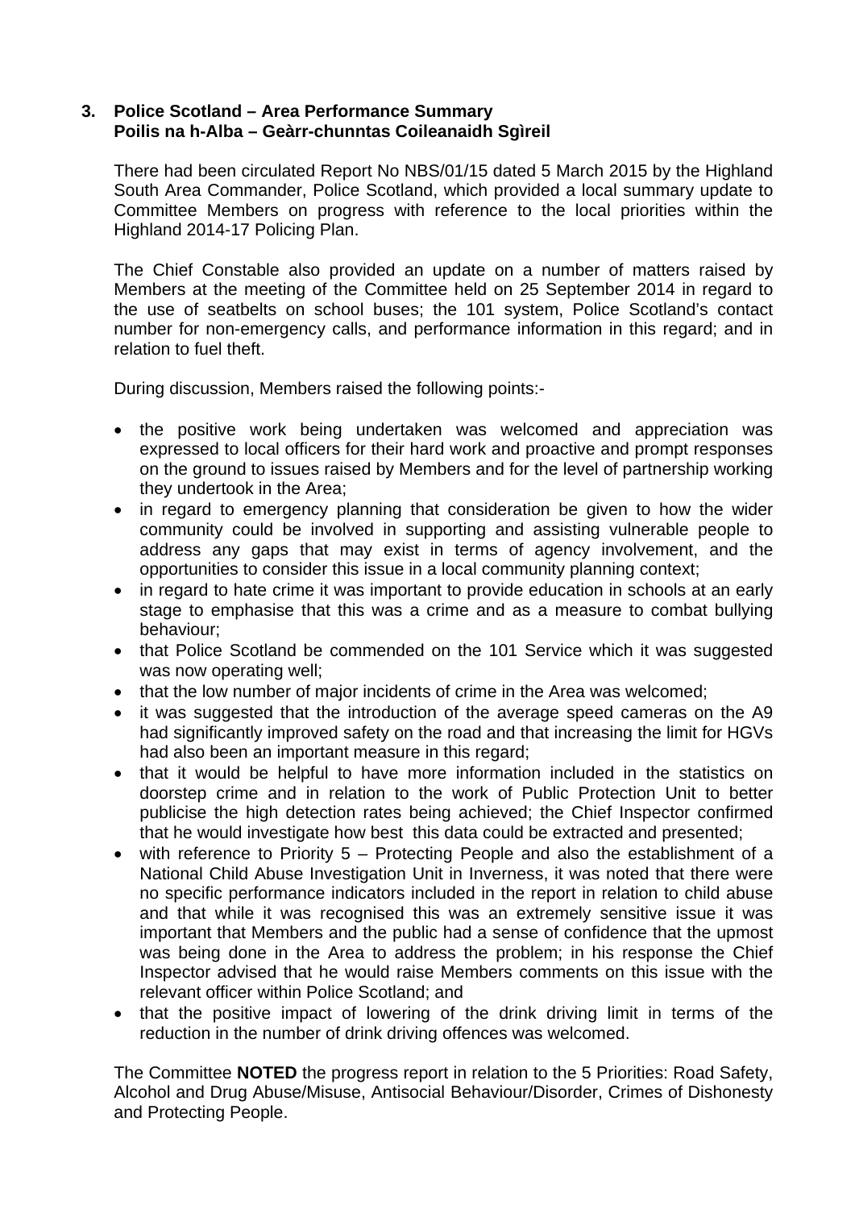### 3. Police Scotland – Area Performance Summary
### Poilis na h-Alba – Geàrr-chunntas Coileanaidh Sgìreil

There had been circulated Report No NBS/01/15 dated 5 March 2015 by the Highland South Area Commander, Police Scotland, which provided a local summary update to Committee Members on progress with reference to the local priorities within the Highland 2014-17 Policing Plan.

The Chief Constable also provided an update on a number of matters raised by Members at the meeting of the Committee held on 25 September 2014 in regard to the use of seatbelts on school buses; the 101 system, Police Scotland's contact number for non-emergency calls, and performance information in this regard; and in relation to fuel theft.

During discussion, Members raised the following points:-

- the positive work being undertaken was welcomed and appreciation was expressed to local officers for their hard work and proactive and prompt responses on the ground to issues raised by Members and for the level of partnership working they undertook in the Area;
- in regard to emergency planning that consideration be given to how the wider community could be involved in supporting and assisting vulnerable people to address any gaps that may exist in terms of agency involvement, and the opportunities to consider this issue in a local community planning context;
- in regard to hate crime it was important to provide education in schools at an early stage to emphasise that this was a crime and as a measure to combat bullying behaviour;
- that Police Scotland be commended on the 101 Service which it was suggested was now operating well;
- that the low number of major incidents of crime in the Area was welcomed;
- it was suggested that the introduction of the average speed cameras on the A9 had significantly improved safety on the road and that increasing the limit for HGVs had also been an important measure in this regard;
- that it would be helpful to have more information included in the statistics on doorstep crime and in relation to the work of Public Protection Unit to better publicise the high detection rates being achieved; the Chief Inspector confirmed that he would investigate how best this data could be extracted and presented;
- with reference to Priority 5 – Protecting People and also the establishment of a National Child Abuse Investigation Unit in Inverness, it was noted that there were no specific performance indicators included in the report in relation to child abuse and that while it was recognised this was an extremely sensitive issue it was important that Members and the public had a sense of confidence that the upmost was being done in the Area to address the problem; in his response the Chief Inspector advised that he would raise Members comments on this issue with the relevant officer within Police Scotland; and
- that the positive impact of lowering of the drink driving limit in terms of the reduction in the number of drink driving offences was welcomed.

The Committee **NOTED** the progress report in relation to the 5 Priorities: Road Safety, Alcohol and Drug Abuse/Misuse, Antisocial Behaviour/Disorder, Crimes of Dishonesty and Protecting People.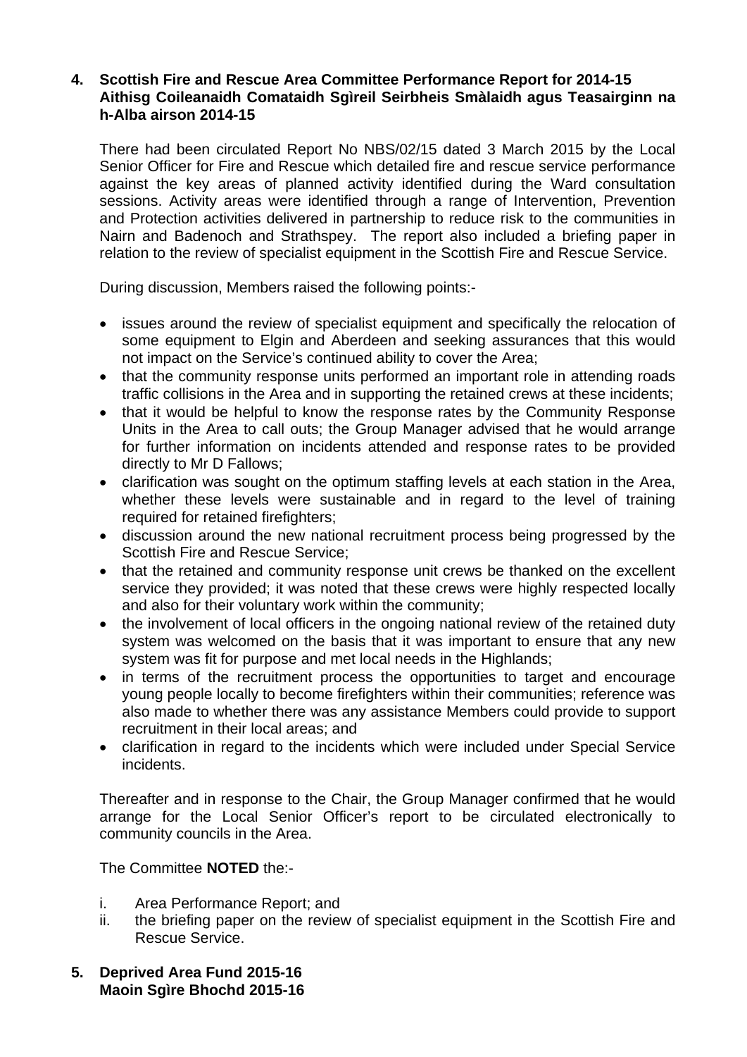**4. Scottish Fire and Rescue Area Committee Performance Report for 2014-15**
**Aithisg Coileanaidh Comataidh Sgìreil Seirbheis Smàlaidh agus Teasairginn na h-Alba airson 2014-15**

There had been circulated Report No NBS/02/15 dated 3 March 2015 by the Local Senior Officer for Fire and Rescue which detailed fire and rescue service performance against the key areas of planned activity identified during the Ward consultation sessions. Activity areas were identified through a range of Intervention, Prevention and Protection activities delivered in partnership to reduce risk to the communities in Nairn and Badenoch and Strathspey. The report also included a briefing paper in relation to the review of specialist equipment in the Scottish Fire and Rescue Service.

During discussion, Members raised the following points:-

- issues around the review of specialist equipment and specifically the relocation of some equipment to Elgin and Aberdeen and seeking assurances that this would not impact on the Service's continued ability to cover the Area;
- that the community response units performed an important role in attending roads traffic collisions in the Area and in supporting the retained crews at these incidents;
- that it would be helpful to know the response rates by the Community Response Units in the Area to call outs; the Group Manager advised that he would arrange for further information on incidents attended and response rates to be provided directly to Mr D Fallows;
- clarification was sought on the optimum staffing levels at each station in the Area, whether these levels were sustainable and in regard to the level of training required for retained firefighters;
- discussion around the new national recruitment process being progressed by the Scottish Fire and Rescue Service;
- that the retained and community response unit crews be thanked on the excellent service they provided; it was noted that these crews were highly respected locally and also for their voluntary work within the community;
- the involvement of local officers in the ongoing national review of the retained duty system was welcomed on the basis that it was important to ensure that any new system was fit for purpose and met local needs in the Highlands;
- in terms of the recruitment process the opportunities to target and encourage young people locally to become firefighters within their communities; reference was also made to whether there was any assistance Members could provide to support recruitment in their local areas; and
- clarification in regard to the incidents which were included under Special Service incidents.

Thereafter and in response to the Chair, the Group Manager confirmed that he would arrange for the Local Senior Officer's report to be circulated electronically to community councils in the Area.

The Committee **NOTED** the:-

i. Area Performance Report; and
ii. the briefing paper on the review of specialist equipment in the Scottish Fire and Rescue Service.

**5. Deprived Area Fund 2015-16**
**Maoin Sgìre Bhochd 2015-16**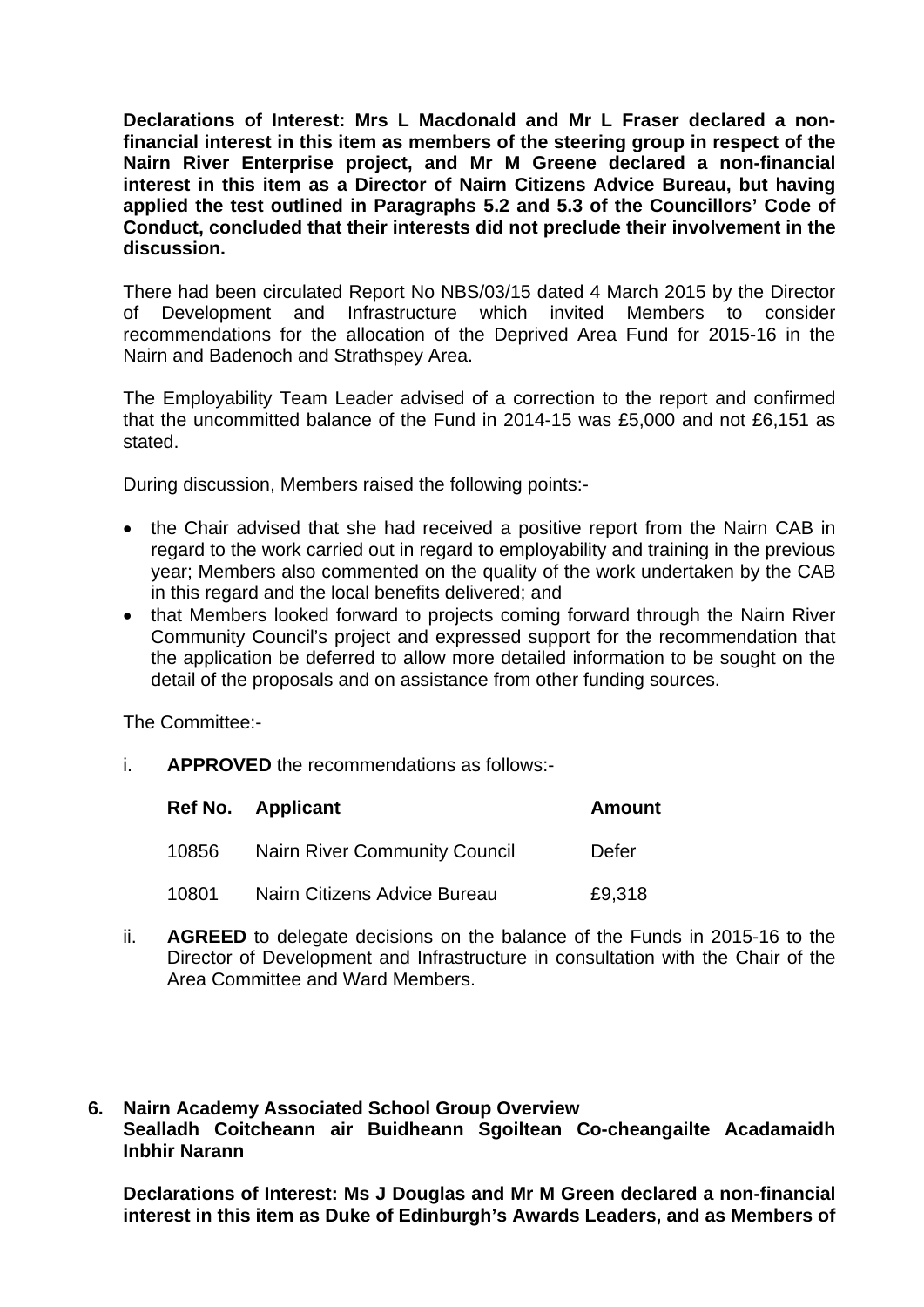**Declarations of Interest: Mrs L Macdonald and Mr L Fraser declared a non-financial interest in this item as members of the steering group in respect of the Nairn River Enterprise project, and Mr M Greene declared a non-financial interest in this item as a Director of Nairn Citizens Advice Bureau, but having applied the test outlined in Paragraphs 5.2 and 5.3 of the Councillors' Code of Conduct, concluded that their interests did not preclude their involvement in the discussion.**

There had been circulated Report No NBS/03/15 dated 4 March 2015 by the Director of Development and Infrastructure which invited Members to consider recommendations for the allocation of the Deprived Area Fund for 2015-16 in the Nairn and Badenoch and Strathspey Area.

The Employability Team Leader advised of a correction to the report and confirmed that the uncommitted balance of the Fund in 2014-15 was £5,000 and not £6,151 as stated.

During discussion, Members raised the following points:-

- the Chair advised that she had received a positive report from the Nairn CAB in regard to the work carried out in regard to employability and training in the previous year; Members also commented on the quality of the work undertaken by the CAB in this regard and the local benefits delivered; and
- that Members looked forward to projects coming forward through the Nairn River Community Council's project and expressed support for the recommendation that the application be deferred to allow more detailed information to be sought on the detail of the proposals and on assistance from other funding sources.

The Committee:-

i. **APPROVED** the recommendations as follows:-

| Ref No. | Applicant | Amount |
|---|---|---|
| 10856 | Nairn River Community Council | Defer |
| 10801 | Nairn Citizens Advice Bureau | £9,318 |

ii. **AGREED** to delegate decisions on the balance of the Funds in 2015-16 to the Director of Development and Infrastructure in consultation with the Chair of the Area Committee and Ward Members.

## 6. Nairn Academy Associated School Group Overview
**Sealladh Coitcheann air Buidheann Sgoiltean Co-cheangailte Acadamaidh Inbhir Narann**

**Declarations of Interest: Ms J Douglas and Mr M Green declared a non-financial interest in this item as Duke of Edinburgh's Awards Leaders, and as Members of**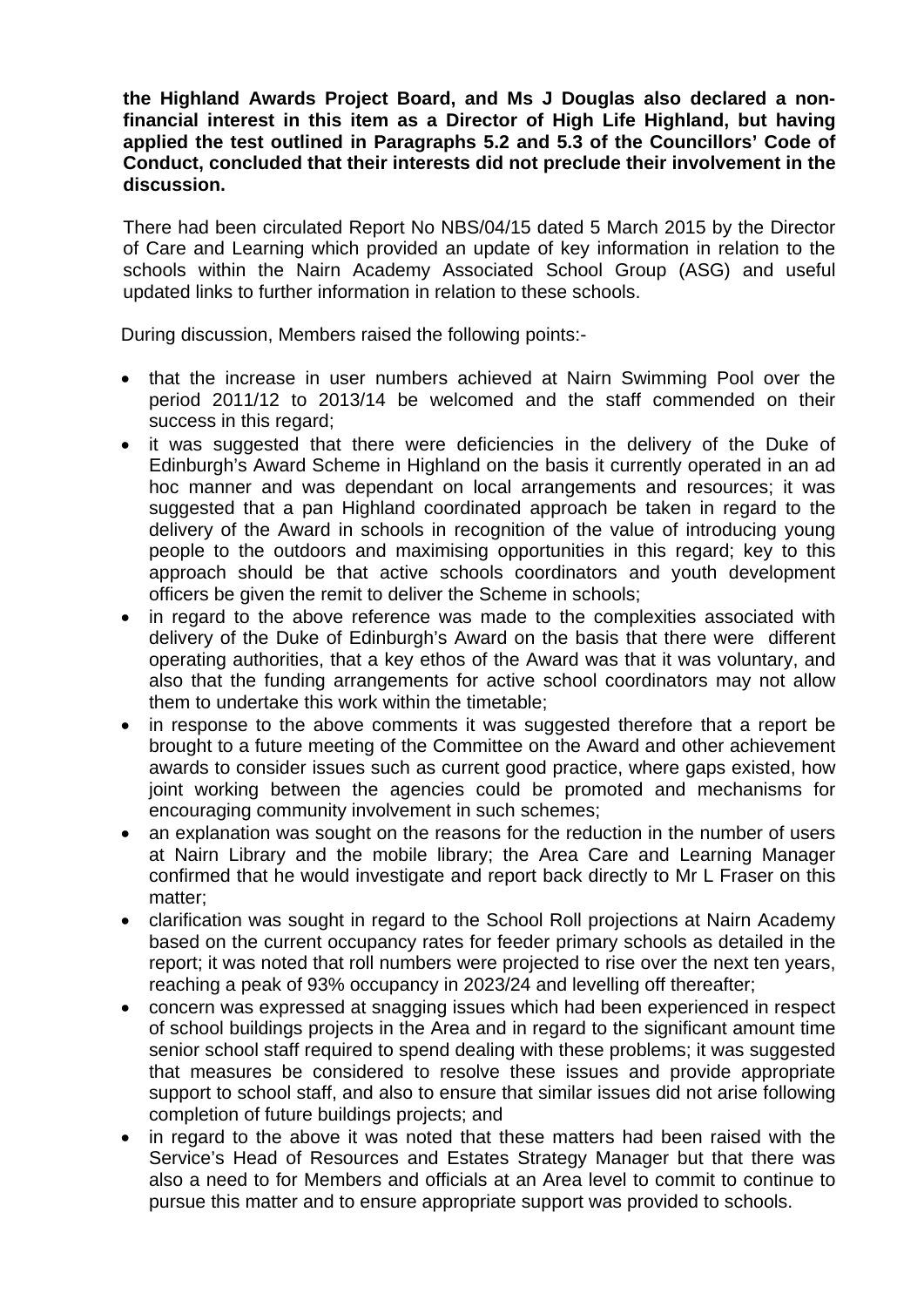**the Highland Awards Project Board, and Ms J Douglas also declared a non-financial interest in this item as a Director of High Life Highland, but having applied the test outlined in Paragraphs 5.2 and 5.3 of the Councillors' Code of Conduct, concluded that their interests did not preclude their involvement in the discussion.**

There had been circulated Report No NBS/04/15 dated 5 March 2015 by the Director of Care and Learning which provided an update of key information in relation to the schools within the Nairn Academy Associated School Group (ASG) and useful updated links to further information in relation to these schools.

During discussion, Members raised the following points:-

- that the increase in user numbers achieved at Nairn Swimming Pool over the period 2011/12 to 2013/14 be welcomed and the staff commended on their success in this regard;
- it was suggested that there were deficiencies in the delivery of the Duke of Edinburgh's Award Scheme in Highland on the basis it currently operated in an ad hoc manner and was dependant on local arrangements and resources; it was suggested that a pan Highland coordinated approach be taken in regard to the delivery of the Award in schools in recognition of the value of introducing young people to the outdoors and maximising opportunities in this regard; key to this approach should be that active schools coordinators and youth development officers be given the remit to deliver the Scheme in schools;
- in regard to the above reference was made to the complexities associated with delivery of the Duke of Edinburgh's Award on the basis that there were different operating authorities, that a key ethos of the Award was that it was voluntary, and also that the funding arrangements for active school coordinators may not allow them to undertake this work within the timetable;
- in response to the above comments it was suggested therefore that a report be brought to a future meeting of the Committee on the Award and other achievement awards to consider issues such as current good practice, where gaps existed, how joint working between the agencies could be promoted and mechanisms for encouraging community involvement in such schemes;
- an explanation was sought on the reasons for the reduction in the number of users at Nairn Library and the mobile library; the Area Care and Learning Manager confirmed that he would investigate and report back directly to Mr L Fraser on this matter;
- clarification was sought in regard to the School Roll projections at Nairn Academy based on the current occupancy rates for feeder primary schools as detailed in the report; it was noted that roll numbers were projected to rise over the next ten years, reaching a peak of 93% occupancy in 2023/24 and levelling off thereafter;
- concern was expressed at snagging issues which had been experienced in respect of school buildings projects in the Area and in regard to the significant amount time senior school staff required to spend dealing with these problems; it was suggested that measures be considered to resolve these issues and provide appropriate support to school staff, and also to ensure that similar issues did not arise following completion of future buildings projects; and
- in regard to the above it was noted that these matters had been raised with the Service's Head of Resources and Estates Strategy Manager but that there was also a need to for Members and officials at an Area level to commit to continue to pursue this matter and to ensure appropriate support was provided to schools.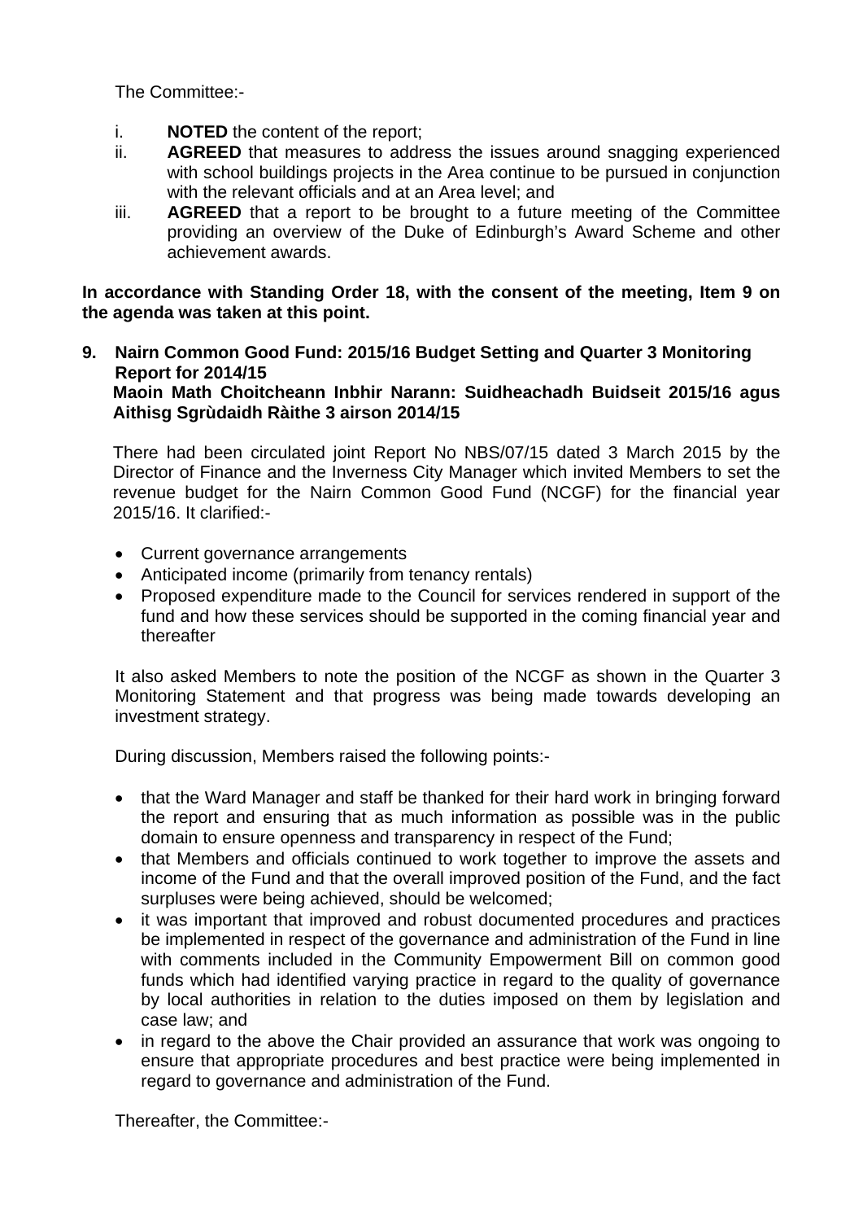The Committee:-

i. **NOTED** the content of the report;
ii. **AGREED** that measures to address the issues around snagging experienced with school buildings projects in the Area continue to be pursued in conjunction with the relevant officials and at an Area level; and
iii. **AGREED** that a report to be brought to a future meeting of the Committee providing an overview of the Duke of Edinburgh's Award Scheme and other achievement awards.

**In accordance with Standing Order 18, with the consent of the meeting, Item 9 on the agenda was taken at this point.**

## 9. Nairn Common Good Fund: 2015/16 Budget Setting and Quarter 3 Monitoring Report for 2014/15
**Maoin Math Choitcheann Inbhir Narann: Suidheachadh Buidseit 2015/16 agus Aithisg Sgrùdaidh Ràithe 3 airson 2014/15**

There had been circulated joint Report No NBS/07/15 dated 3 March 2015 by the Director of Finance and the Inverness City Manager which invited Members to set the revenue budget for the Nairn Common Good Fund (NCGF) for the financial year 2015/16. It clarified:-

- Current governance arrangements
- Anticipated income (primarily from tenancy rentals)
- Proposed expenditure made to the Council for services rendered in support of the fund and how these services should be supported in the coming financial year and thereafter

It also asked Members to note the position of the NCGF as shown in the Quarter 3 Monitoring Statement and that progress was being made towards developing an investment strategy.

During discussion, Members raised the following points:-

- that the Ward Manager and staff be thanked for their hard work in bringing forward the report and ensuring that as much information as possible was in the public domain to ensure openness and transparency in respect of the Fund;
- that Members and officials continued to work together to improve the assets and income of the Fund and that the overall improved position of the Fund, and the fact surpluses were being achieved, should be welcomed;
- it was important that improved and robust documented procedures and practices be implemented in respect of the governance and administration of the Fund in line with comments included in the Community Empowerment Bill on common good funds which had identified varying practice in regard to the quality of governance by local authorities in relation to the duties imposed on them by legislation and case law; and
- in regard to the above the Chair provided an assurance that work was ongoing to ensure that appropriate procedures and best practice were being implemented in regard to governance and administration of the Fund.

Thereafter, the Committee:-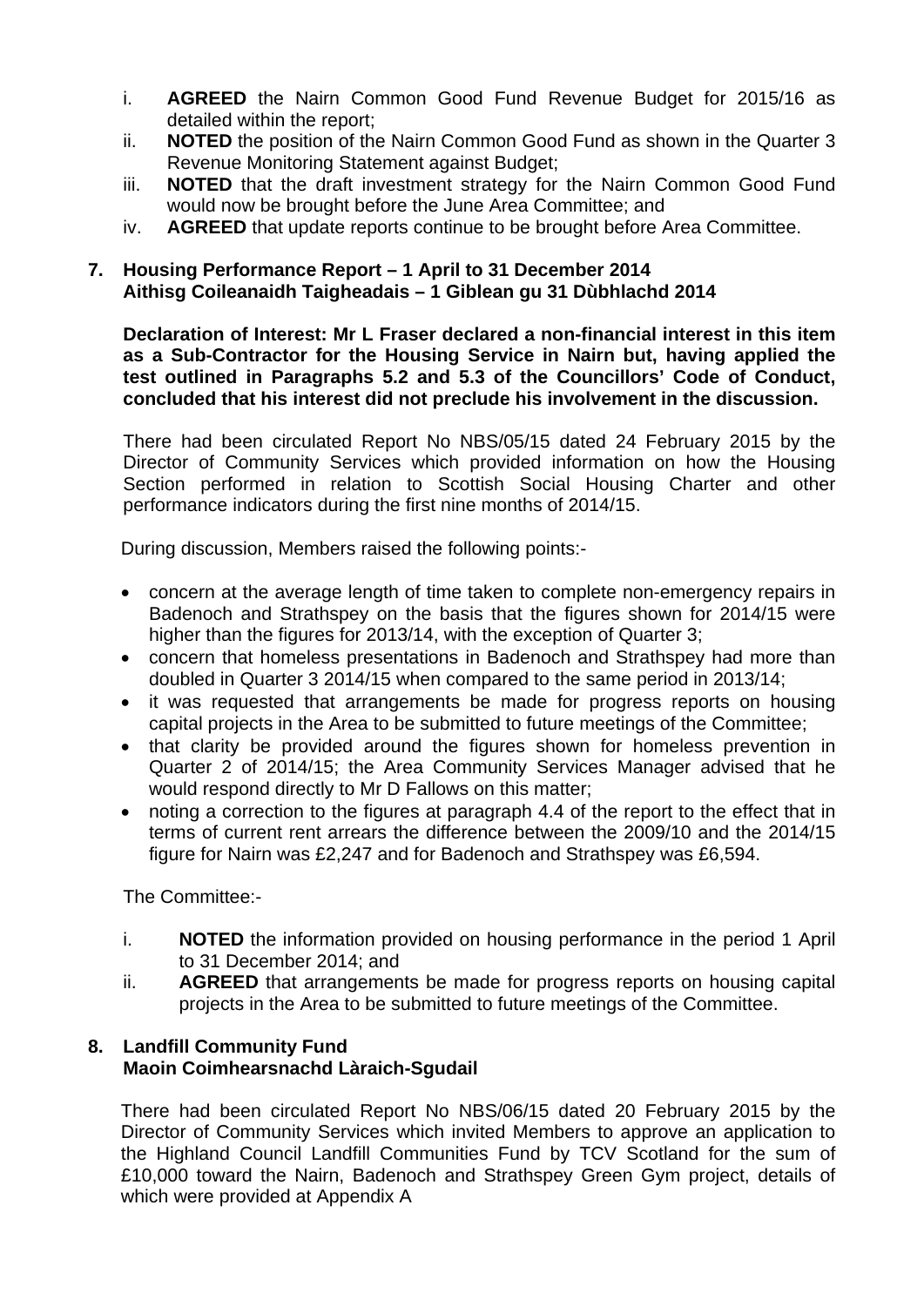i. **AGREED** the Nairn Common Good Fund Revenue Budget for 2015/16 as detailed within the report;
ii. **NOTED** the position of the Nairn Common Good Fund as shown in the Quarter 3 Revenue Monitoring Statement against Budget;
iii. **NOTED** that the draft investment strategy for the Nairn Common Good Fund would now be brought before the June Area Committee; and
iv. **AGREED** that update reports continue to be brought before Area Committee.

## 7. Housing Performance Report – 1 April to 31 December 2014
## Aithisg Coileanaidh Taigheadais – 1 Giblean gu 31 Dùbhlachd 2014

**Declaration of Interest: Mr L Fraser declared a non-financial interest in this item as a Sub-Contractor for the Housing Service in Nairn but, having applied the test outlined in Paragraphs 5.2 and 5.3 of the Councillors' Code of Conduct, concluded that his interest did not preclude his involvement in the discussion.**

There had been circulated Report No NBS/05/15 dated 24 February 2015 by the Director of Community Services which provided information on how the Housing Section performed in relation to Scottish Social Housing Charter and other performance indicators during the first nine months of 2014/15.

During discussion, Members raised the following points:-

- concern at the average length of time taken to complete non-emergency repairs in Badenoch and Strathspey on the basis that the figures shown for 2014/15 were higher than the figures for 2013/14, with the exception of Quarter 3;
- concern that homeless presentations in Badenoch and Strathspey had more than doubled in Quarter 3 2014/15 when compared to the same period in 2013/14;
- it was requested that arrangements be made for progress reports on housing capital projects in the Area to be submitted to future meetings of the Committee;
- that clarity be provided around the figures shown for homeless prevention in Quarter 2 of 2014/15; the Area Community Services Manager advised that he would respond directly to Mr D Fallows on this matter;
- noting a correction to the figures at paragraph 4.4 of the report to the effect that in terms of current rent arrears the difference between the 2009/10 and the 2014/15 figure for Nairn was £2,247 and for Badenoch and Strathspey was £6,594.

The Committee:-

i. **NOTED** the information provided on housing performance in the period 1 April to 31 December 2014; and
ii. **AGREED** that arrangements be made for progress reports on housing capital projects in the Area to be submitted to future meetings of the Committee.

## 8. Landfill Community Fund
## Maoin Coimhearsnachd Làraich-Sgudail

There had been circulated Report No NBS/06/15 dated 20 February 2015 by the Director of Community Services which invited Members to approve an application to the Highland Council Landfill Communities Fund by TCV Scotland for the sum of £10,000 toward the Nairn, Badenoch and Strathspey Green Gym project, details of which were provided at Appendix A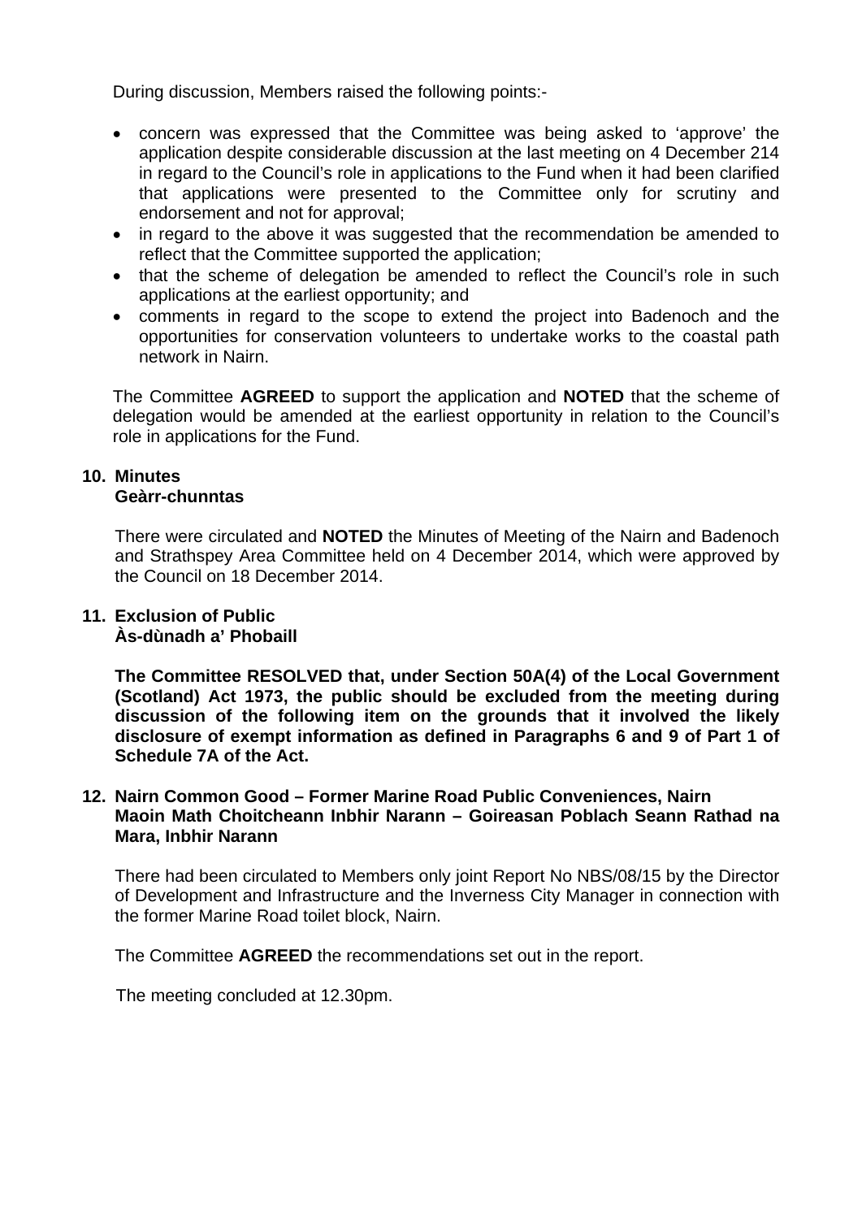During discussion, Members raised the following points:-

- concern was expressed that the Committee was being asked to 'approve' the application despite considerable discussion at the last meeting on 4 December 214 in regard to the Council's role in applications to the Fund when it had been clarified that applications were presented to the Committee only for scrutiny and endorsement and not for approval;
- in regard to the above it was suggested that the recommendation be amended to reflect that the Committee supported the application;
- that the scheme of delegation be amended to reflect the Council's role in such applications at the earliest opportunity; and
- comments in regard to the scope to extend the project into Badenoch and the opportunities for conservation volunteers to undertake works to the coastal path network in Nairn.

The Committee **AGREED** to support the application and **NOTED** that the scheme of delegation would be amended at the earliest opportunity in relation to the Council's role in applications for the Fund.

## 10. Minutes
**Geàrr-chunntas**

There were circulated and **NOTED** the Minutes of Meeting of the Nairn and Badenoch and Strathspey Area Committee held on 4 December 2014, which were approved by the Council on 18 December 2014.

## 11. Exclusion of Public
**Às-dùnadh a' Phobaill**

**The Committee RESOLVED that, under Section 50A(4) of the Local Government (Scotland) Act 1973, the public should be excluded from the meeting during discussion of the following item on the grounds that it involved the likely disclosure of exempt information as defined in Paragraphs 6 and 9 of Part 1 of Schedule 7A of the Act.**

## 12. Nairn Common Good – Former Marine Road Public Conveniences, Nairn
**Maoin Math Choitcheann Inbhir Narann – Goireasan Poblach Seann Rathad na Mara, Inbhir Narann**

There had been circulated to Members only joint Report No NBS/08/15 by the Director of Development and Infrastructure and the Inverness City Manager in connection with the former Marine Road toilet block, Nairn.

The Committee **AGREED** the recommendations set out in the report.

The meeting concluded at 12.30pm.